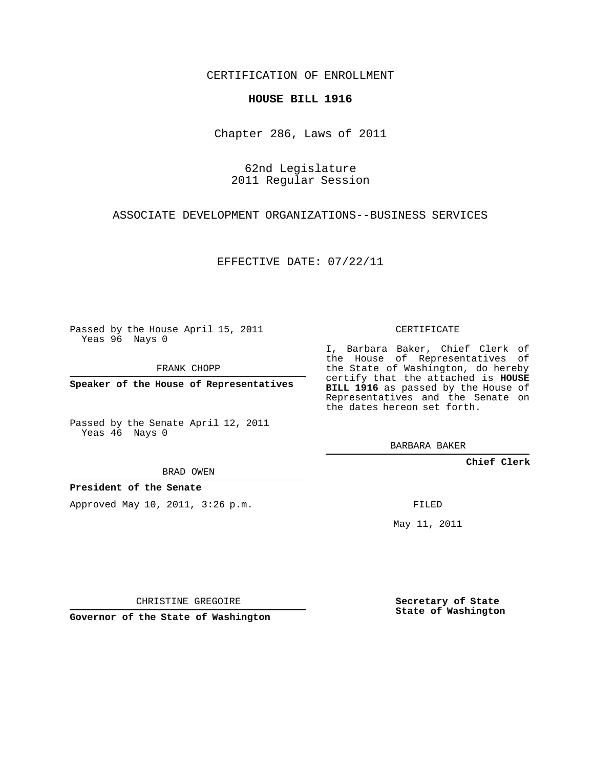CERTIFICATION OF ENROLLMENT

**HOUSE BILL 1916**

Chapter 286, Laws of 2011

62nd Legislature
2011 Regular Session

ASSOCIATE DEVELOPMENT ORGANIZATIONS--BUSINESS SERVICES

EFFECTIVE DATE: 07/22/11

Passed by the House April 15, 2011
Yeas 96 Nays 0

FRANK CHOPP

**Speaker of the House of Representatives**

Passed by the Senate April 12, 2011
Yeas 46 Nays 0

BRAD OWEN

**President of the Senate**

Approved May 10, 2011, 3:26 p.m.

CHRISTINE GREGOIRE

**Governor of the State of Washington**

CERTIFICATE

I, Barbara Baker, Chief Clerk of the House of Representatives of the State of Washington, do hereby certify that the attached is **HOUSE BILL 1916** as passed by the House of Representatives and the Senate on the dates hereon set forth.

BARBARA BAKER

**Chief Clerk**

FILED

May 11, 2011

**Secretary of State**
**State of Washington**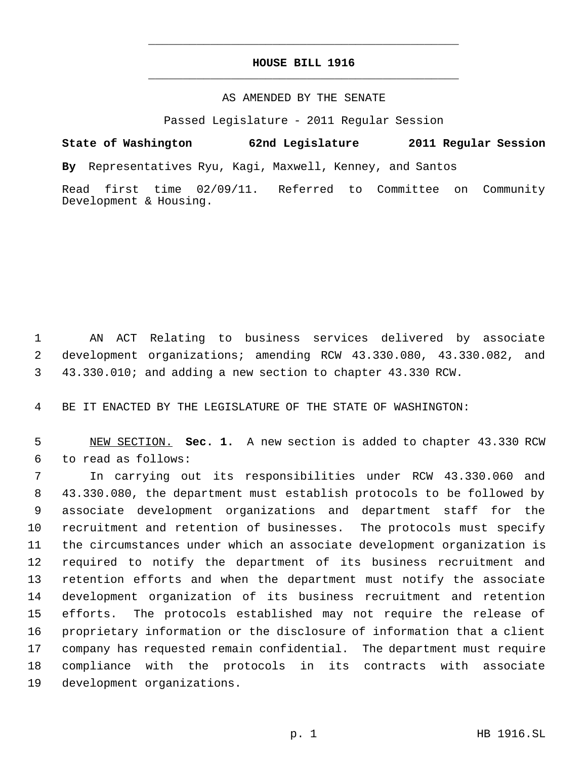# HOUSE BILL 1916

AS AMENDED BY THE SENATE

Passed Legislature - 2011 Regular Session

**State of Washington 62nd Legislature 2011 Regular Session**

**By** Representatives Ryu, Kagi, Maxwell, Kenney, and Santos

Read first time 02/09/11. Referred to Committee on Community Development & Housing.

AN ACT Relating to business services delivered by associate development organizations; amending RCW 43.330.080, 43.330.082, and 43.330.010; and adding a new section to chapter 43.330 RCW.

BE IT ENACTED BY THE LEGISLATURE OF THE STATE OF WASHINGTON:

NEW SECTION. **Sec. 1.** A new section is added to chapter 43.330 RCW to read as follows:

In carrying out its responsibilities under RCW 43.330.060 and 43.330.080, the department must establish protocols to be followed by associate development organizations and department staff for the recruitment and retention of businesses. The protocols must specify the circumstances under which an associate development organization is required to notify the department of its business recruitment and retention efforts and when the department must notify the associate development organization of its business recruitment and retention efforts. The protocols established may not require the release of proprietary information or the disclosure of information that a client company has requested remain confidential. The department must require compliance with the protocols in its contracts with associate development organizations.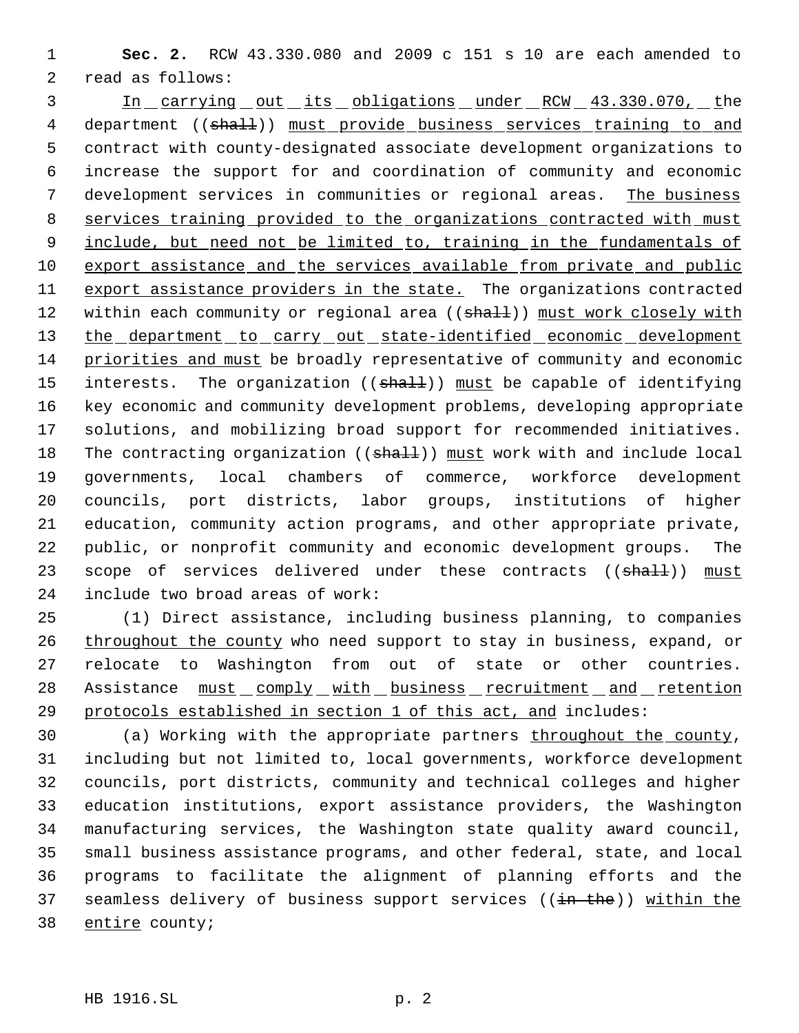**Sec. 2.** RCW 43.330.080 and 2009 c 151 s 10 are each amended to read as follows:

<u>In carrying out its obligations under RCW 43.330.070, t</u>he department ((~~shall~~)) <u>must provide business services training to and</u> contract with county-designated associate development organizations to increase the support for and coordination of community and economic development services in communities or regional areas. <u>The business services training provided to the organizations contracted with must include, but need not be limited to, training in the fundamentals of export assistance and the services available from private and public export assistance providers in the state.</u> The organizations contracted within each community or regional area ((~~shall~~)) <u>must work closely with the department to carry out state-identified economic development priorities and must</u> be broadly representative of community and economic interests. The organization ((~~shall~~)) <u>must</u> be capable of identifying key economic and community development problems, developing appropriate solutions, and mobilizing broad support for recommended initiatives. The contracting organization ((~~shall~~)) <u>must</u> work with and include local governments, local chambers of commerce, workforce development councils, port districts, labor groups, institutions of higher education, community action programs, and other appropriate private, public, or nonprofit community and economic development groups. The scope of services delivered under these contracts ((~~shall~~)) <u>must</u> include two broad areas of work:

(1) Direct assistance, including business planning, to companies <u>throughout the county</u> who need support to stay in business, expand, or relocate to Washington from out of state or other countries. Assistance <u>must comply with business recruitment and retention protocols established in section 1 of this act, and</u> includes:

(a) Working with the appropriate partners <u>throughout the county</u>, including but not limited to, local governments, workforce development councils, port districts, community and technical colleges and higher education institutions, export assistance providers, the Washington manufacturing services, the Washington state quality award council, small business assistance programs, and other federal, state, and local programs to facilitate the alignment of planning efforts and the seamless delivery of business support services ((~~in the~~)) <u>within the entire</u> county;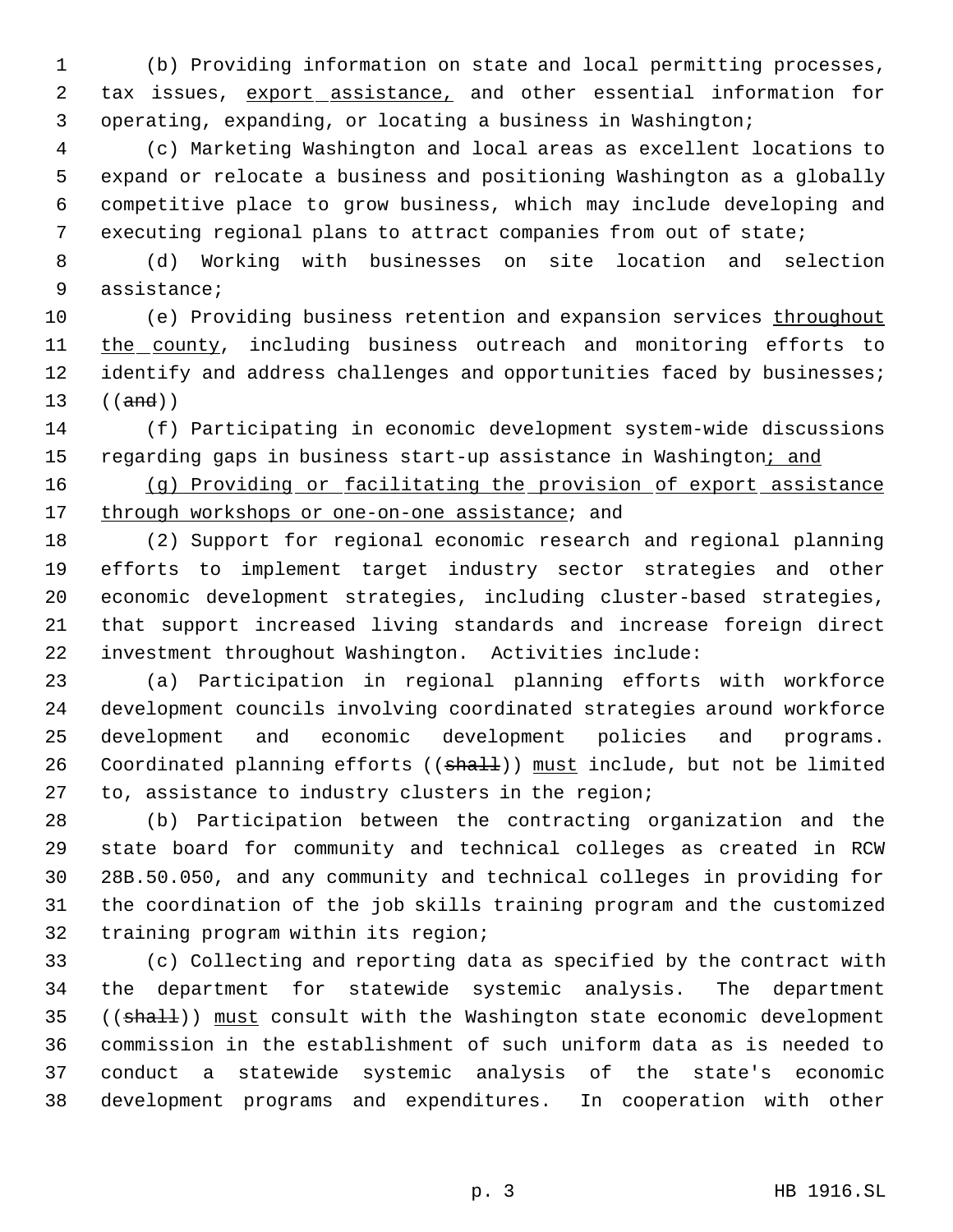(b) Providing information on state and local permitting processes, tax issues, <u>export assistance,</u> and other essential information for operating, expanding, or locating a business in Washington;

(c) Marketing Washington and local areas as excellent locations to expand or relocate a business and positioning Washington as a globally competitive place to grow business, which may include developing and executing regional plans to attract companies from out of state;

(d) Working with businesses on site location and selection assistance;

(e) Providing business retention and expansion services <u>throughout the county</u>, including business outreach and monitoring efforts to identify and address challenges and opportunities faced by businesses; ((~~and~~))

(f) Participating in economic development system-wide discussions regarding gaps in business start-up assistance in Washington<u>; and</u>

<u>(g) Providing or facilitating the provision of export assistance through workshops or one-on-one assistance</u>; and

(2) Support for regional economic research and regional planning efforts to implement target industry sector strategies and other economic development strategies, including cluster-based strategies, that support increased living standards and increase foreign direct investment throughout Washington. Activities include:

(a) Participation in regional planning efforts with workforce development councils involving coordinated strategies around workforce development and economic development policies and programs. Coordinated planning efforts ((~~shall~~)) <u>must</u> include, but not be limited to, assistance to industry clusters in the region;

(b) Participation between the contracting organization and the state board for community and technical colleges as created in RCW 28B.50.050, and any community and technical colleges in providing for the coordination of the job skills training program and the customized training program within its region;

(c) Collecting and reporting data as specified by the contract with the department for statewide systemic analysis. The department ((~~shall~~)) <u>must</u> consult with the Washington state economic development commission in the establishment of such uniform data as is needed to conduct a statewide systemic analysis of the state's economic development programs and expenditures. In cooperation with other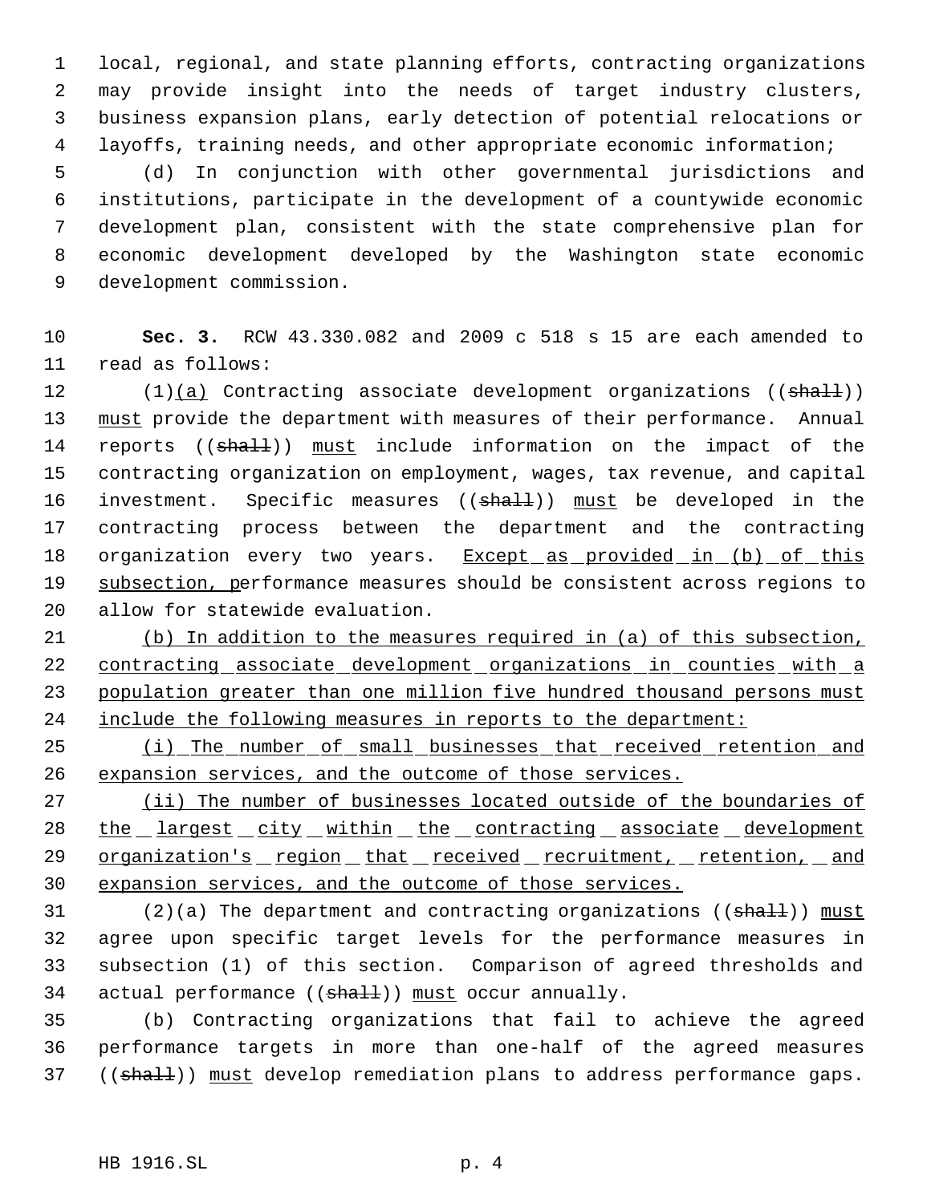local, regional, and state planning efforts, contracting organizations may provide insight into the needs of target industry clusters, business expansion plans, early detection of potential relocations or layoffs, training needs, and other appropriate economic information;

(d) In conjunction with other governmental jurisdictions and institutions, participate in the development of a countywide economic development plan, consistent with the state comprehensive plan for economic development developed by the Washington state economic development commission.

**Sec. 3.** RCW 43.330.082 and 2009 c 518 s 15 are each amended to read as follows:

(1)(a) Contracting associate development organizations ((~~shall~~)) must provide the department with measures of their performance. Annual reports ((~~shall~~)) must include information on the impact of the contracting organization on employment, wages, tax revenue, and capital investment. Specific measures ((~~shall~~)) must be developed in the contracting process between the department and the contracting organization every two years. Except as provided in (b) of this subsection, performance measures should be consistent across regions to allow for statewide evaluation.

(b) In addition to the measures required in (a) of this subsection, contracting associate development organizations in counties with a population greater than one million five hundred thousand persons must include the following measures in reports to the department:

(i) The number of small businesses that received retention and expansion services, and the outcome of those services.

(ii) The number of businesses located outside of the boundaries of the largest city within the contracting associate development organization's region that received recruitment, retention, and expansion services, and the outcome of those services.

(2)(a) The department and contracting organizations ((~~shall~~)) must agree upon specific target levels for the performance measures in subsection (1) of this section. Comparison of agreed thresholds and actual performance ((~~shall~~)) must occur annually.

(b) Contracting organizations that fail to achieve the agreed performance targets in more than one-half of the agreed measures ((~~shall~~)) must develop remediation plans to address performance gaps.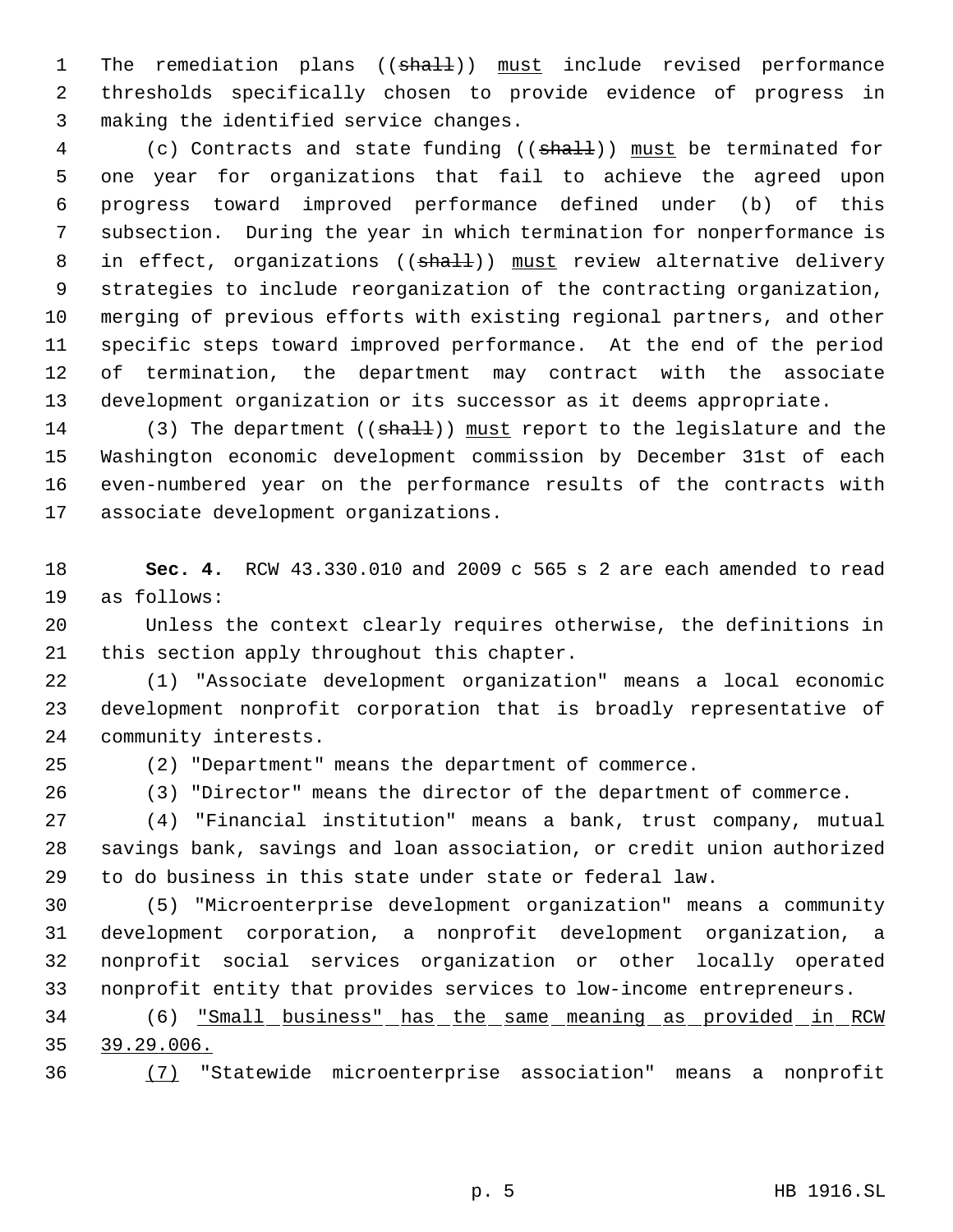The remediation plans ((~~shall~~)) <u>must</u> include revised performance thresholds specifically chosen to provide evidence of progress in making the identified service changes.

(c) Contracts and state funding ((~~shall~~)) <u>must</u> be terminated for one year for organizations that fail to achieve the agreed upon progress toward improved performance defined under (b) of this subsection. During the year in which termination for nonperformance is in effect, organizations ((~~shall~~)) <u>must</u> review alternative delivery strategies to include reorganization of the contracting organization, merging of previous efforts with existing regional partners, and other specific steps toward improved performance. At the end of the period of termination, the department may contract with the associate development organization or its successor as it deems appropriate.

(3) The department ((~~shall~~)) <u>must</u> report to the legislature and the Washington economic development commission by December 31st of each even-numbered year on the performance results of the contracts with associate development organizations.

**Sec. 4.** RCW 43.330.010 and 2009 c 565 s 2 are each amended to read as follows:

Unless the context clearly requires otherwise, the definitions in this section apply throughout this chapter.

(1) "Associate development organization" means a local economic development nonprofit corporation that is broadly representative of community interests.

(2) "Department" means the department of commerce.

(3) "Director" means the director of the department of commerce.

(4) "Financial institution" means a bank, trust company, mutual savings bank, savings and loan association, or credit union authorized to do business in this state under state or federal law.

(5) "Microenterprise development organization" means a community development corporation, a nonprofit development organization, a nonprofit social services organization or other locally operated nonprofit entity that provides services to low-income entrepreneurs.

(6) <u>"Small business" has the same meaning as provided in RCW 39.29.006.</u>

<u>(7)</u> "Statewide microenterprise association" means a nonprofit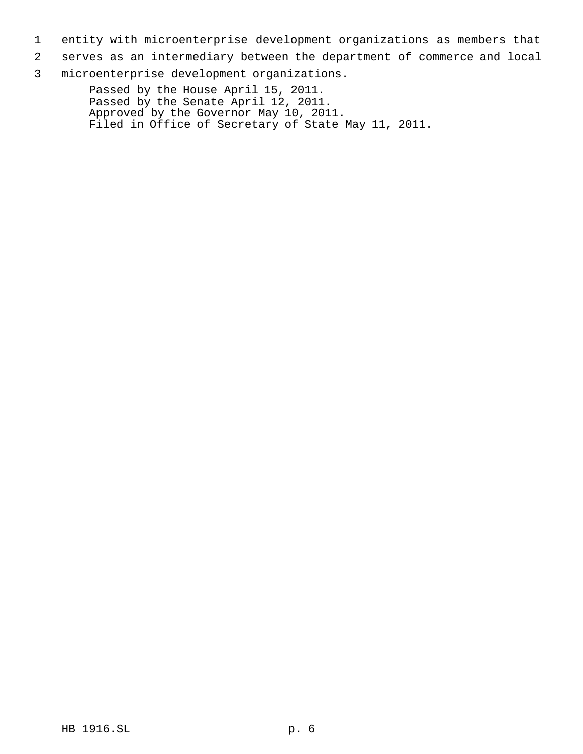entity with microenterprise development organizations as members that serves as an intermediary between the department of commerce and local microenterprise development organizations.

Passed by the House April 15, 2011.
Passed by the Senate April 12, 2011.
Approved by the Governor May 10, 2011.
Filed in Office of Secretary of State May 11, 2011.